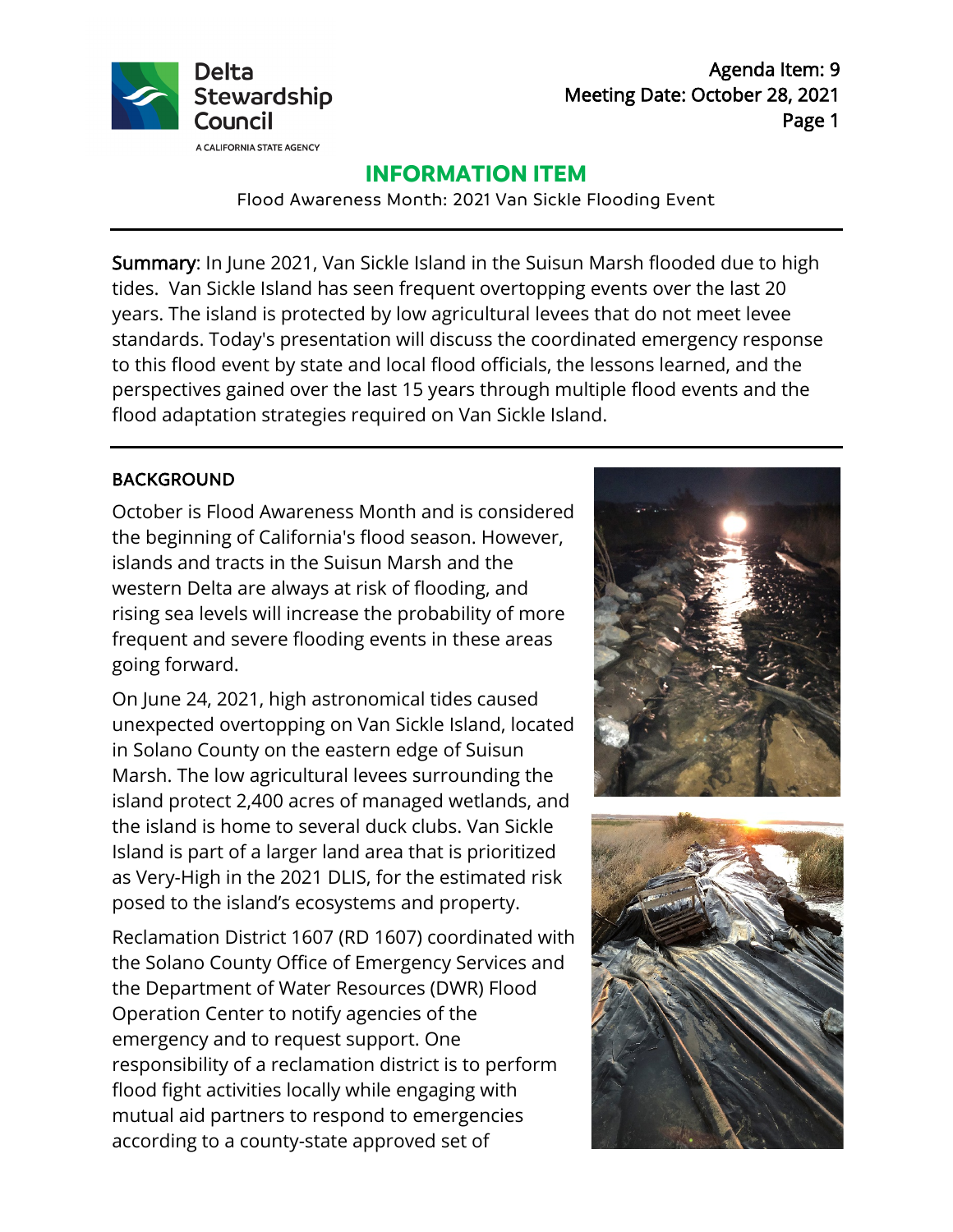Delta Stewardship Council

A CALIFORNIA STATE AGENCY

Agenda Item: 9
Meeting Date: October 28, 2021

# INFORMATION ITEM

Flood Awareness Month: 2021 Van Sickle Flooding Event

**Summary**: In June 2021, Van Sickle Island in the Suisun Marsh flooded due to high tides. Van Sickle Island has seen frequent overtopping events over the last 20 years. The island is protected by low agricultural levees that do not meet levee standards. Today's presentation will discuss the coordinated emergency response to this flood event by state and local flood officials, the lessons learned, and the perspectives gained over the last 15 years through multiple flood events and the flood adaptation strategies required on Van Sickle Island.

## BACKGROUND

October is Flood Awareness Month and is considered the beginning of California's flood season. However, islands and tracts in the Suisun Marsh and the western Delta are always at risk of flooding, and rising sea levels will increase the probability of more frequent and severe flooding events in these areas going forward.

On June 24, 2021, high astronomical tides caused unexpected overtopping on Van Sickle Island, located in Solano County on the eastern edge of Suisun Marsh. The low agricultural levees surrounding the island protect 2,400 acres of managed wetlands, and the island is home to several duck clubs. Van Sickle Island is part of a larger land area that is prioritized as Very-High in the 2021 DLIS, for the estimated risk posed to the island's ecosystems and property.

Reclamation District 1607 (RD 1607) coordinated with the Solano County Office of Emergency Services and the Department of Water Resources (DWR) Flood Operation Center to notify agencies of the emergency and to request support. One responsibility of a reclamation district is to perform flood fight activities locally while engaging with mutual aid partners to respond to emergencies according to a county-state approved set of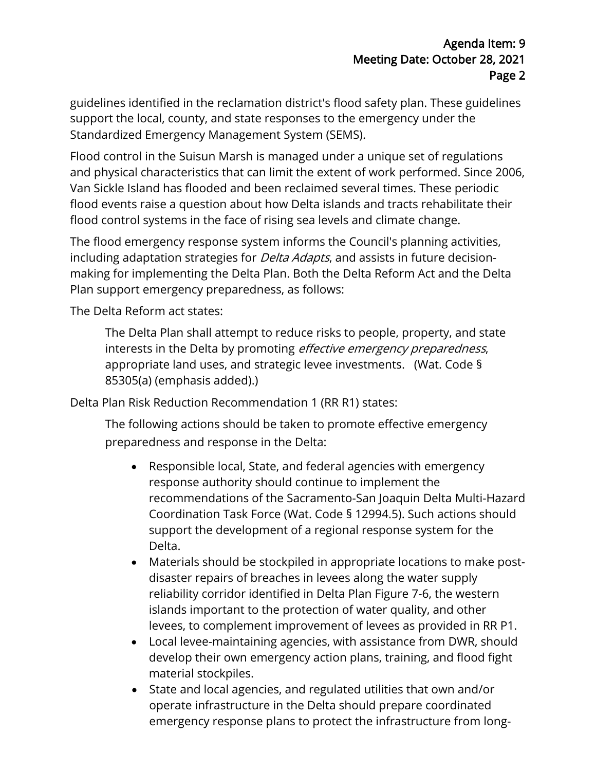guidelines identified in the reclamation district's flood safety plan. These guidelines support the local, county, and state responses to the emergency under the Standardized Emergency Management System (SEMS).

Flood control in the Suisun Marsh is managed under a unique set of regulations and physical characteristics that can limit the extent of work performed. Since 2006, Van Sickle Island has flooded and been reclaimed several times. These periodic flood events raise a question about how Delta islands and tracts rehabilitate their flood control systems in the face of rising sea levels and climate change.

The flood emergency response system informs the Council's planning activities, including adaptation strategies for *Delta Adapts*, and assists in future decision-making for implementing the Delta Plan. Both the Delta Reform Act and the Delta Plan support emergency preparedness, as follows:

The Delta Reform act states:

> The Delta Plan shall attempt to reduce risks to people, property, and state interests in the Delta by promoting *effective emergency preparedness*, appropriate land uses, and strategic levee investments. (Wat. Code § 85305(a) (emphasis added).)

Delta Plan Risk Reduction Recommendation 1 (RR R1) states:

> The following actions should be taken to promote effective emergency preparedness and response in the Delta:
>
> - Responsible local, State, and federal agencies with emergency response authority should continue to implement the recommendations of the Sacramento-San Joaquin Delta Multi-Hazard Coordination Task Force (Wat. Code § 12994.5). Such actions should support the development of a regional response system for the Delta.
> - Materials should be stockpiled in appropriate locations to make post-disaster repairs of breaches in levees along the water supply reliability corridor identified in Delta Plan Figure 7-6, the western islands important to the protection of water quality, and other levees, to complement improvement of levees as provided in RR P1.
> - Local levee-maintaining agencies, with assistance from DWR, should develop their own emergency action plans, training, and flood fight material stockpiles.
> - State and local agencies, and regulated utilities that own and/or operate infrastructure in the Delta should prepare coordinated emergency response plans to protect the infrastructure from long-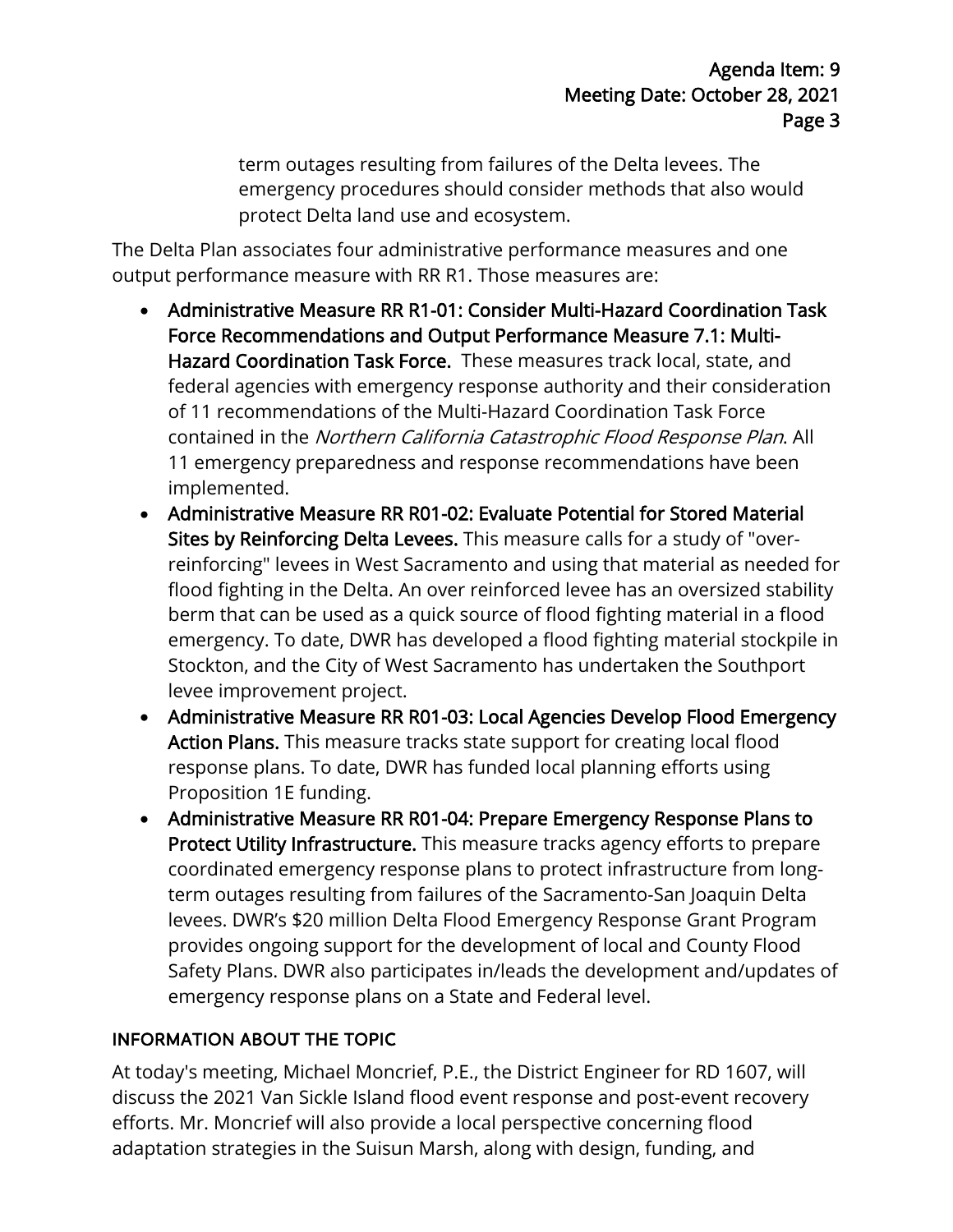term outages resulting from failures of the Delta levees. The emergency procedures should consider methods that also would protect Delta land use and ecosystem.

The Delta Plan associates four administrative performance measures and one output performance measure with RR R1. Those measures are:

- **Administrative Measure RR R1-01: Consider Multi-Hazard Coordination Task Force Recommendations and Output Performance Measure 7.1: Multi-Hazard Coordination Task Force.** These measures track local, state, and federal agencies with emergency response authority and their consideration of 11 recommendations of the Multi-Hazard Coordination Task Force contained in the *Northern California Catastrophic Flood Response Plan*. All 11 emergency preparedness and response recommendations have been implemented.
- **Administrative Measure RR R01-02: Evaluate Potential for Stored Material Sites by Reinforcing Delta Levees.** This measure calls for a study of "over-reinforcing" levees in West Sacramento and using that material as needed for flood fighting in the Delta. An over reinforced levee has an oversized stability berm that can be used as a quick source of flood fighting material in a flood emergency. To date, DWR has developed a flood fighting material stockpile in Stockton, and the City of West Sacramento has undertaken the Southport levee improvement project.
- **Administrative Measure RR R01-03: Local Agencies Develop Flood Emergency Action Plans.** This measure tracks state support for creating local flood response plans. To date, DWR has funded local planning efforts using Proposition 1E funding.
- **Administrative Measure RR R01-04: Prepare Emergency Response Plans to Protect Utility Infrastructure.** This measure tracks agency efforts to prepare coordinated emergency response plans to protect infrastructure from long-term outages resulting from failures of the Sacramento-San Joaquin Delta levees. DWR's $20 million Delta Flood Emergency Response Grant Program provides ongoing support for the development of local and County Flood Safety Plans. DWR also participates in/leads the development and/updates of emergency response plans on a State and Federal level.

## INFORMATION ABOUT THE TOPIC

At today's meeting, Michael Moncrief, P.E., the District Engineer for RD 1607, will discuss the 2021 Van Sickle Island flood event response and post-event recovery efforts. Mr. Moncrief will also provide a local perspective concerning flood adaptation strategies in the Suisun Marsh, along with design, funding, and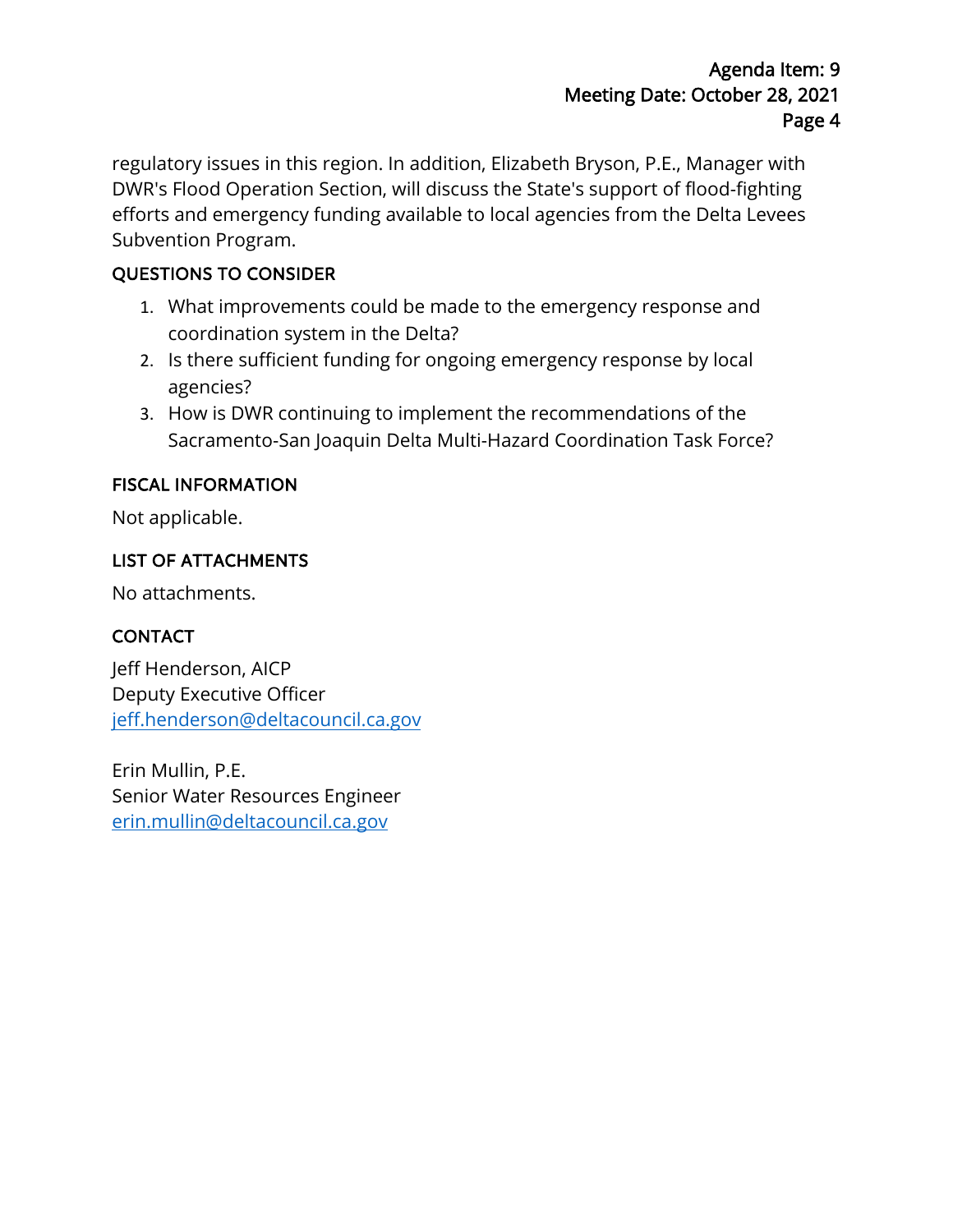regulatory issues in this region. In addition, Elizabeth Bryson, P.E., Manager with DWR's Flood Operation Section, will discuss the State's support of flood-fighting efforts and emergency funding available to local agencies from the Delta Levees Subvention Program.

## QUESTIONS TO CONSIDER

1. What improvements could be made to the emergency response and coordination system in the Delta?
2. Is there sufficient funding for ongoing emergency response by local agencies?
3. How is DWR continuing to implement the recommendations of the Sacramento-San Joaquin Delta Multi-Hazard Coordination Task Force?

## FISCAL INFORMATION

Not applicable.

## LIST OF ATTACHMENTS

No attachments.

## CONTACT

Jeff Henderson, AICP
Deputy Executive Officer
jeff.henderson@deltacouncil.ca.gov

Erin Mullin, P.E.
Senior Water Resources Engineer
erin.mullin@deltacouncil.ca.gov